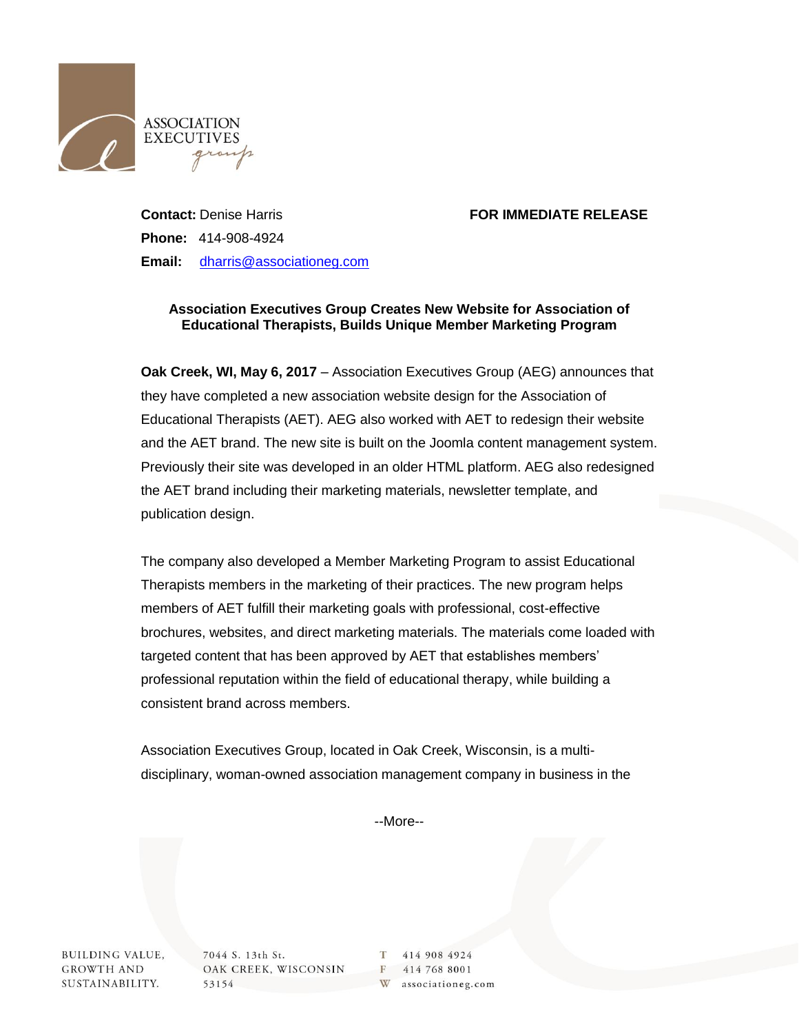ASSOCIATION EXECUTIVES group

**Contact:** Denise Harris

**Phone:** 414-908-4924

**Email:** dharris@associationeg.com

**FOR IMMEDIATE RELEASE**

**Association Executives Group Creates New Website for Association of Educational Therapists, Builds Unique Member Marketing Program**

**Oak Creek, WI, May 6, 2017** – Association Executives Group (AEG) announces that they have completed a new association website design for the Association of Educational Therapists (AET). AEG also worked with AET to redesign their website and the AET brand. The new site is built on the Joomla content management system. Previously their site was developed in an older HTML platform. AEG also redesigned the AET brand including their marketing materials, newsletter template, and publication design.

The company also developed a Member Marketing Program to assist Educational Therapists members in the marketing of their practices. The new program helps members of AET fulfill their marketing goals with professional, cost-effective brochures, websites, and direct marketing materials. The materials come loaded with targeted content that has been approved by AET that establishes members' professional reputation within the field of educational therapy, while building a consistent brand across members.

Association Executives Group, located in Oak Creek, Wisconsin, is a multi-disciplinary, woman-owned association management company in business in the

--More--

BUILDING VALUE, GROWTH AND SUSTAINABILITY.

7044 S. 13th St.
OAK CREEK, WISCONSIN 53154

T 414 908 4924
F 414 768 8001
W associationeg.com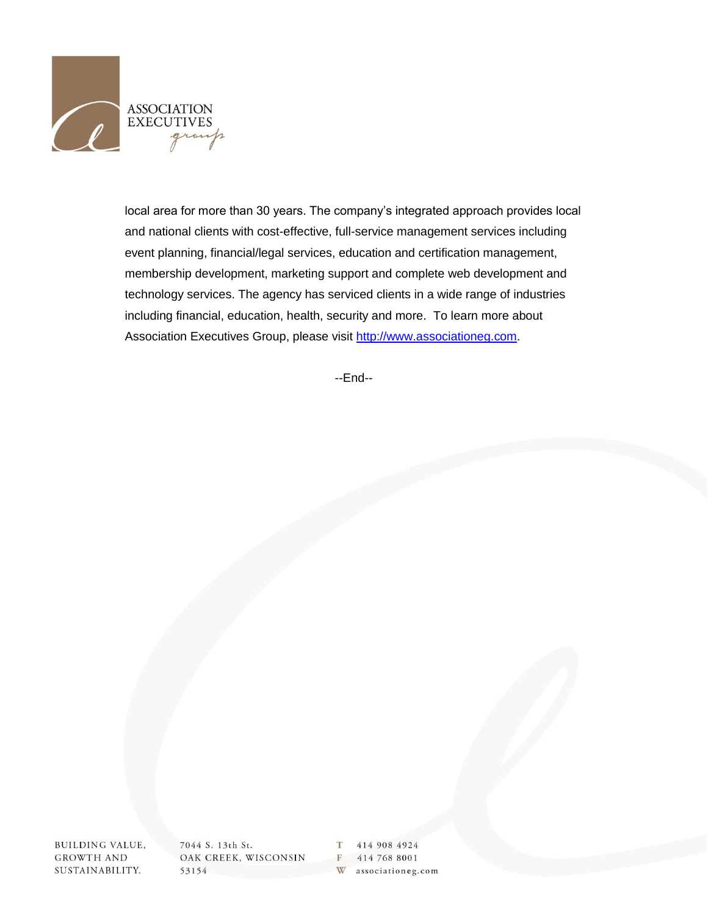local area for more than 30 years. The company's integrated approach provides local and national clients with cost-effective, full-service management services including event planning, financial/legal services, education and certification management, membership development, marketing support and complete web development and technology services. The agency has serviced clients in a wide range of industries including financial, education, health, security and more. To learn more about Association Executives Group, please visit http://www.associationeg.com.

--End--